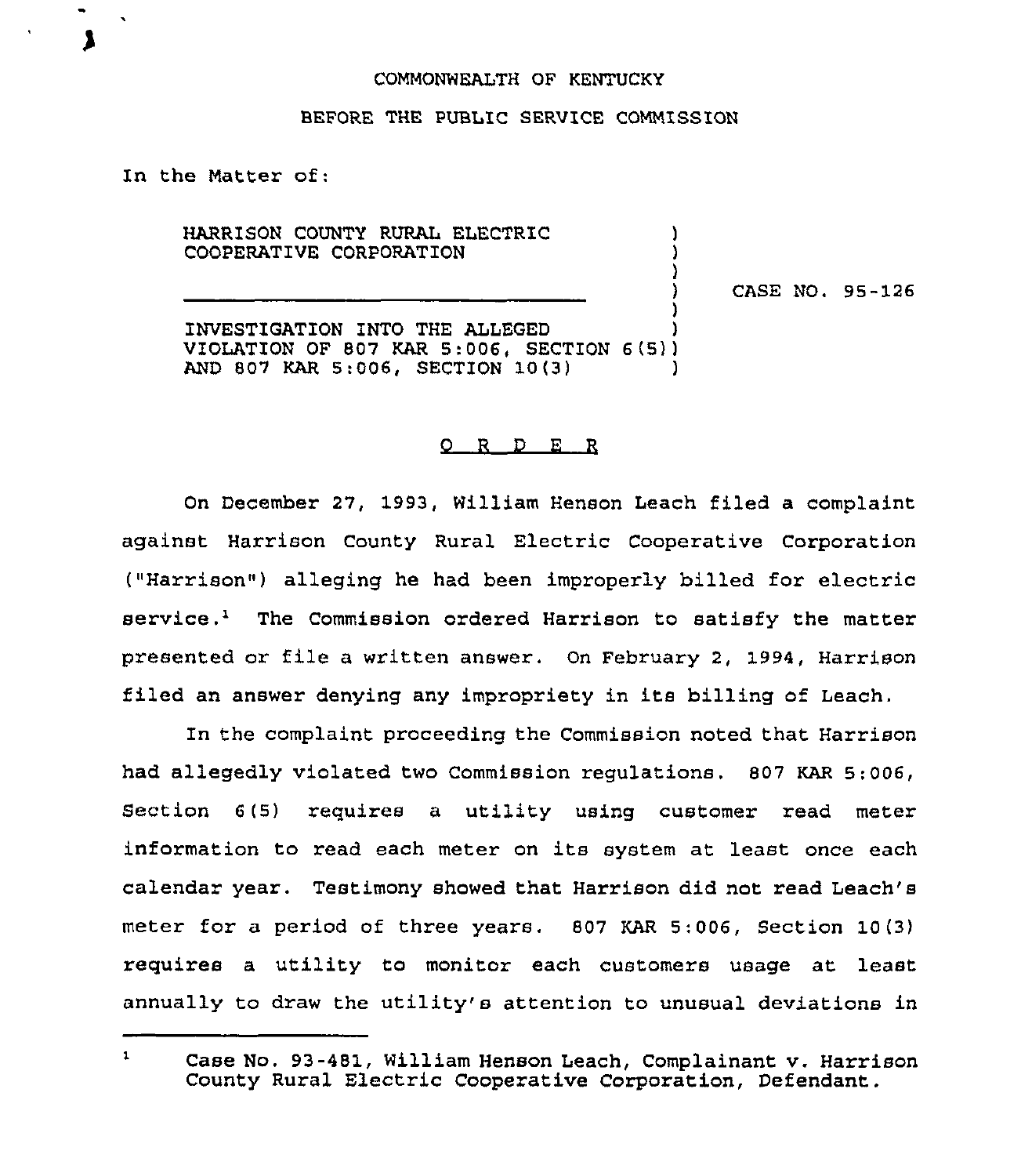COMMONWEALTH OF KENTUCKY

BEFORE THE PUBLIC SERVICE COMMISSION

In the Matter of:

HARRISON COUNTY RURAL ELECTRIC COOPERATIVE CORPORATION

CASE NO. 95-126

INVESTIGATION INTO THE ALLEGED VIOLATION OF 807 KAR 5:006, SECTION 6(5) AND 807 KAR 5:006, SECTION 10(3)

## O R D E R

On December 27, 1993, William Henson Leach filed a complaint against Harrison County Rural Electric Cooperative Corporation ("Harrison") alleging he had been improperly billed for electric service.[1] The Commission ordered Harrison to satisfy the matter presented or file a written answer. On February 2, 1994, Harrison filed an answer denying any impropriety in its billing of Leach.

In the complaint proceeding the Commission noted that Harrison had allegedly violated two Commission regulations. 807 KAR 5:006, Section 6(5) requires a utility using customer read meter information to read each meter on its system at least once each calendar year. Testimony showed that Harrison did not read Leach's meter for a period of three years. 807 KAR 5:006, Section 10(3) requires a utility to monitor each customers usage at least annually to draw the utility's attention to unusual deviations in

[1] Case No. 93-481, William Henson Leach, Complainant v. Harrison County Rural Electric Cooperative Corporation, Defendant.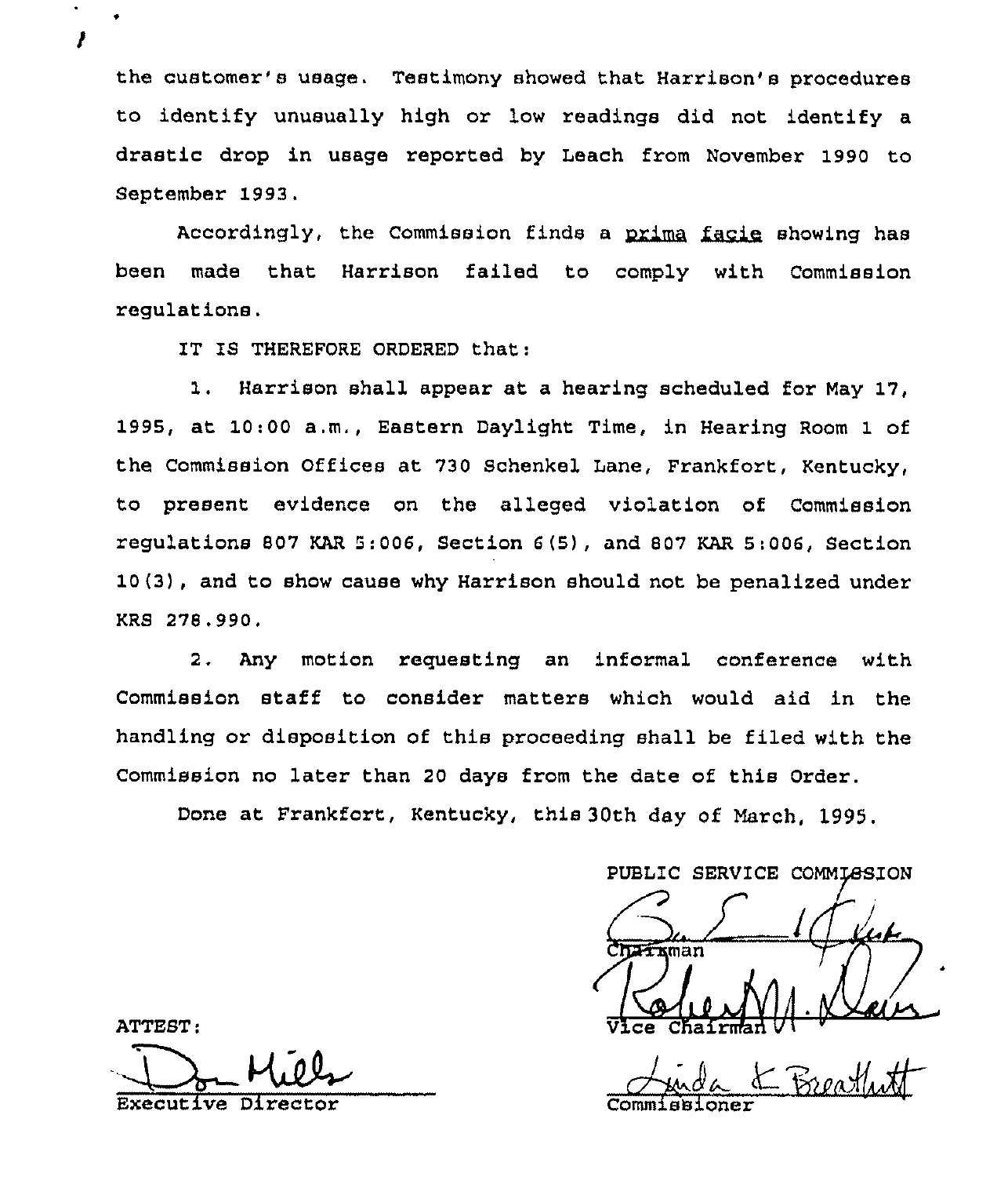the customer's usage. Testimony showed that Harrison's procedures to identify unusually high or low readings did not identify a drastic drop in usage reported by Leach from November 1990 to September 1993.

Accordingly, the Commission finds a *prima facie* showing has been made that Harrison failed to comply with Commission regulations.

IT IS THEREFORE ORDERED that:

1. Harrison shall appear at a hearing scheduled for May 17, 1995, at 10:00 a.m., Eastern Daylight Time, in Hearing Room 1 of the Commission Offices at 730 Schenkel Lane, Frankfort, Kentucky, to present evidence on the alleged violation of Commission regulations 807 KAR 5:006, Section 6(5), and 807 KAR 5:006, Section 10(3), and to show cause why Harrison should not be penalized under KRS 278.990.

2. Any motion requesting an informal conference with Commission staff to consider matters which would aid in the handling or disposition of this proceeding shall be filed with the Commission no later than 20 days from the date of this Order.

Done at Frankfort, Kentucky, this 30th day of March, 1995.

PUBLIC SERVICE COMMISSION

Chairman

Vice Chairman

Commissioner

ATTEST:

Executive Director